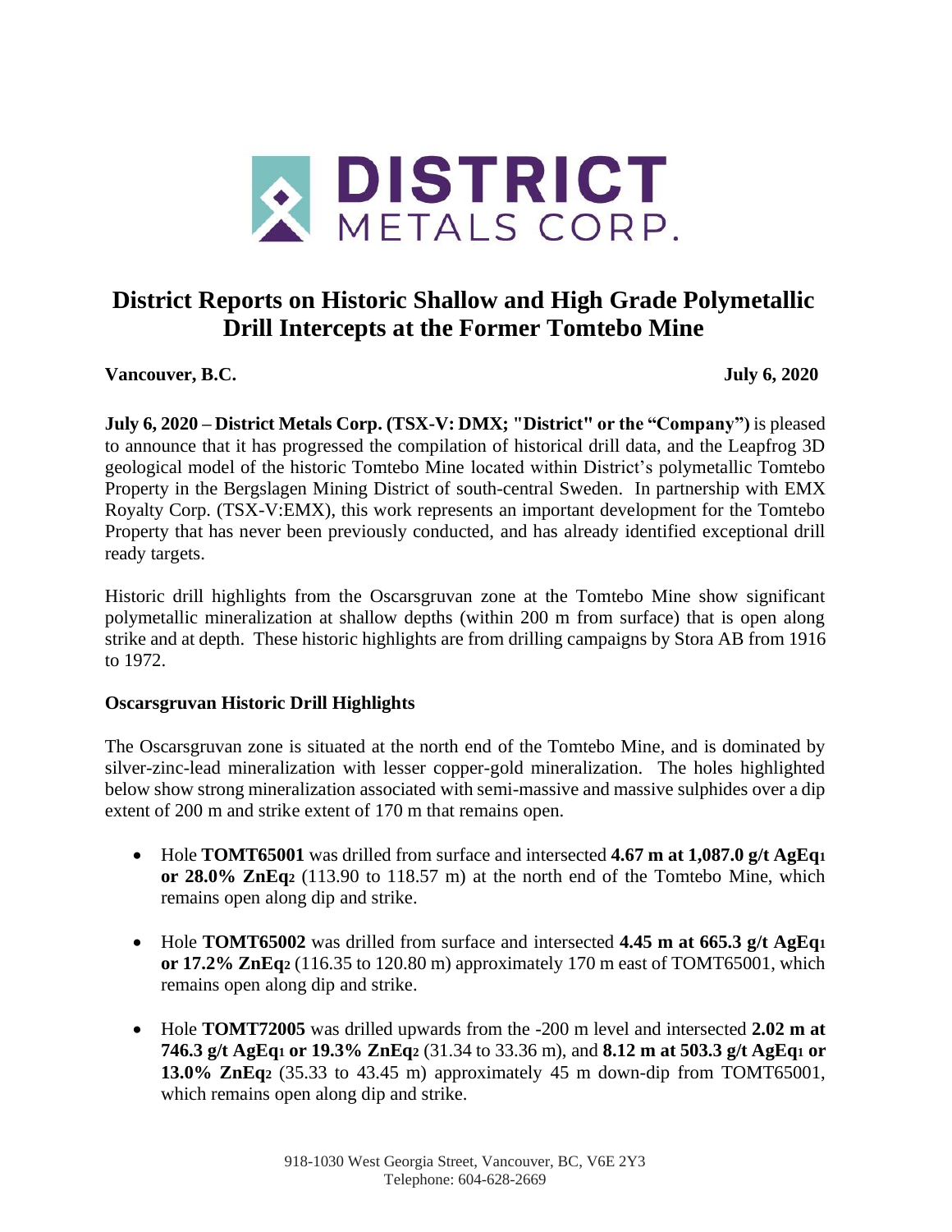# District Reports on Historic Shallow and High Grade Polymetallic Drill Intercepts at the Former Tomtebo Mine

**Vancouver, B.C.** **July 6, 2020**

**July 6, 2020 – District Metals Corp. (TSX-V: DMX; "District" or the "Company")** is pleased to announce that it has progressed the compilation of historical drill data, and the Leapfrog 3D geological model of the historic Tomtebo Mine located within District's polymetallic Tomtebo Property in the Bergslagen Mining District of south-central Sweden. In partnership with EMX Royalty Corp. (TSX-V:EMX), this work represents an important development for the Tomtebo Property that has never been previously conducted, and has already identified exceptional drill ready targets.

Historic drill highlights from the Oscarsgruvan zone at the Tomtebo Mine show significant polymetallic mineralization at shallow depths (within 200 m from surface) that is open along strike and at depth. These historic highlights are from drilling campaigns by Stora AB from 1916 to 1972.

### Oscarsgruvan Historic Drill Highlights

The Oscarsgruvan zone is situated at the north end of the Tomtebo Mine, and is dominated by silver-zinc-lead mineralization with lesser copper-gold mineralization. The holes highlighted below show strong mineralization associated with semi-massive and massive sulphides over a dip extent of 200 m and strike extent of 170 m that remains open.

- Hole **TOMT65001** was drilled from surface and intersected **4.67 m at 1,087.0 g/t AgEq[1] or 28.0% ZnEq[2]** (113.90 to 118.57 m) at the north end of the Tomtebo Mine, which remains open along dip and strike.
- Hole **TOMT65002** was drilled from surface and intersected **4.45 m at 665.3 g/t AgEq[1] or 17.2% ZnEq[2]** (116.35 to 120.80 m) approximately 170 m east of TOMT65001, which remains open along dip and strike.
- Hole **TOMT72005** was drilled upwards from the -200 m level and intersected **2.02 m at 746.3 g/t AgEq[1] or 19.3% ZnEq[2]** (31.34 to 33.36 m), and **8.12 m at 503.3 g/t AgEq[1] or 13.0% ZnEq[2]** (35.33 to 43.45 m) approximately 45 m down-dip from TOMT65001, which remains open along dip and strike.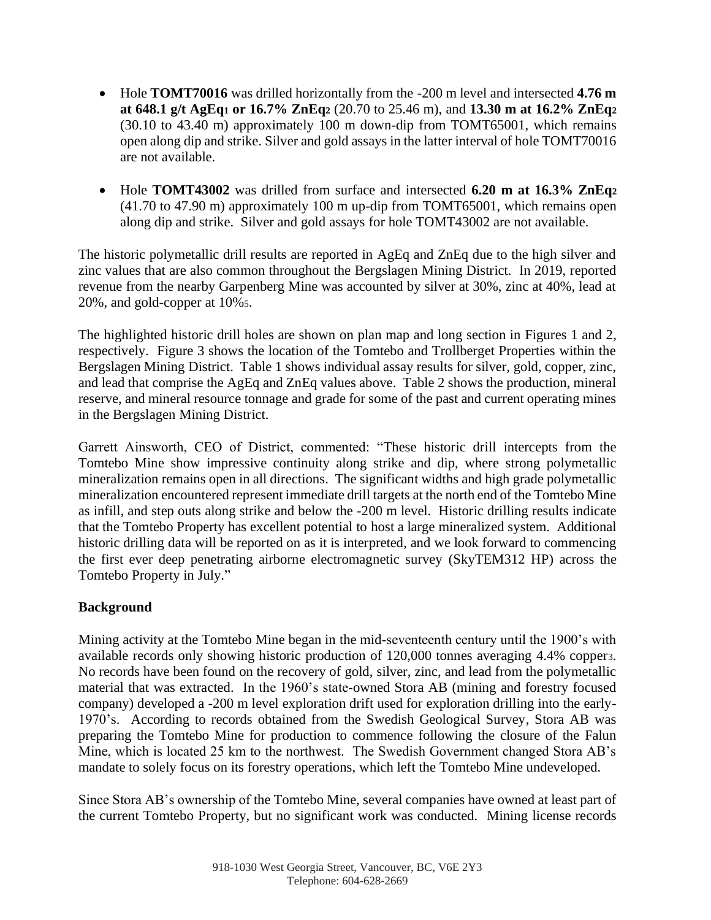- Hole **TOMT70016** was drilled horizontally from the -200 m level and intersected **4.76 m at 648.1 g/t AgEq[1] or 16.7% ZnEq[2]** (20.70 to 25.46 m), and **13.30 m at 16.2% ZnEq[2]** (30.10 to 43.40 m) approximately 100 m down-dip from TOMT65001, which remains open along dip and strike. Silver and gold assays in the latter interval of hole TOMT70016 are not available.

- Hole **TOMT43002** was drilled from surface and intersected **6.20 m at 16.3% ZnEq[2]** (41.70 to 47.90 m) approximately 100 m up-dip from TOMT65001, which remains open along dip and strike. Silver and gold assays for hole TOMT43002 are not available.

The historic polymetallic drill results are reported in AgEq and ZnEq due to the high silver and zinc values that are also common throughout the Bergslagen Mining District. In 2019, reported revenue from the nearby Garpenberg Mine was accounted by silver at 30%, zinc at 40%, lead at 20%, and gold-copper at 10%[5].

The highlighted historic drill holes are shown on plan map and long section in Figures 1 and 2, respectively. Figure 3 shows the location of the Tomtebo and Trollberget Properties within the Bergslagen Mining District. Table 1 shows individual assay results for silver, gold, copper, zinc, and lead that comprise the AgEq and ZnEq values above. Table 2 shows the production, mineral reserve, and mineral resource tonnage and grade for some of the past and current operating mines in the Bergslagen Mining District.

Garrett Ainsworth, CEO of District, commented: "These historic drill intercepts from the Tomtebo Mine show impressive continuity along strike and dip, where strong polymetallic mineralization remains open in all directions. The significant widths and high grade polymetallic mineralization encountered represent immediate drill targets at the north end of the Tomtebo Mine as infill, and step outs along strike and below the -200 m level. Historic drilling results indicate that the Tomtebo Property has excellent potential to host a large mineralized system. Additional historic drilling data will be reported on as it is interpreted, and we look forward to commencing the first ever deep penetrating airborne electromagnetic survey (SkyTEM312 HP) across the Tomtebo Property in July."

## Background

Mining activity at the Tomtebo Mine began in the mid-seventeenth century until the 1900's with available records only showing historic production of 120,000 tonnes averaging 4.4% copper[3]. No records have been found on the recovery of gold, silver, zinc, and lead from the polymetallic material that was extracted. In the 1960's state-owned Stora AB (mining and forestry focused company) developed a -200 m level exploration drift used for exploration drilling into the early-1970's. According to records obtained from the Swedish Geological Survey, Stora AB was preparing the Tomtebo Mine for production to commence following the closure of the Falun Mine, which is located 25 km to the northwest. The Swedish Government changed Stora AB's mandate to solely focus on its forestry operations, which left the Tomtebo Mine undeveloped.

Since Stora AB's ownership of the Tomtebo Mine, several companies have owned at least part of the current Tomtebo Property, but no significant work was conducted. Mining license records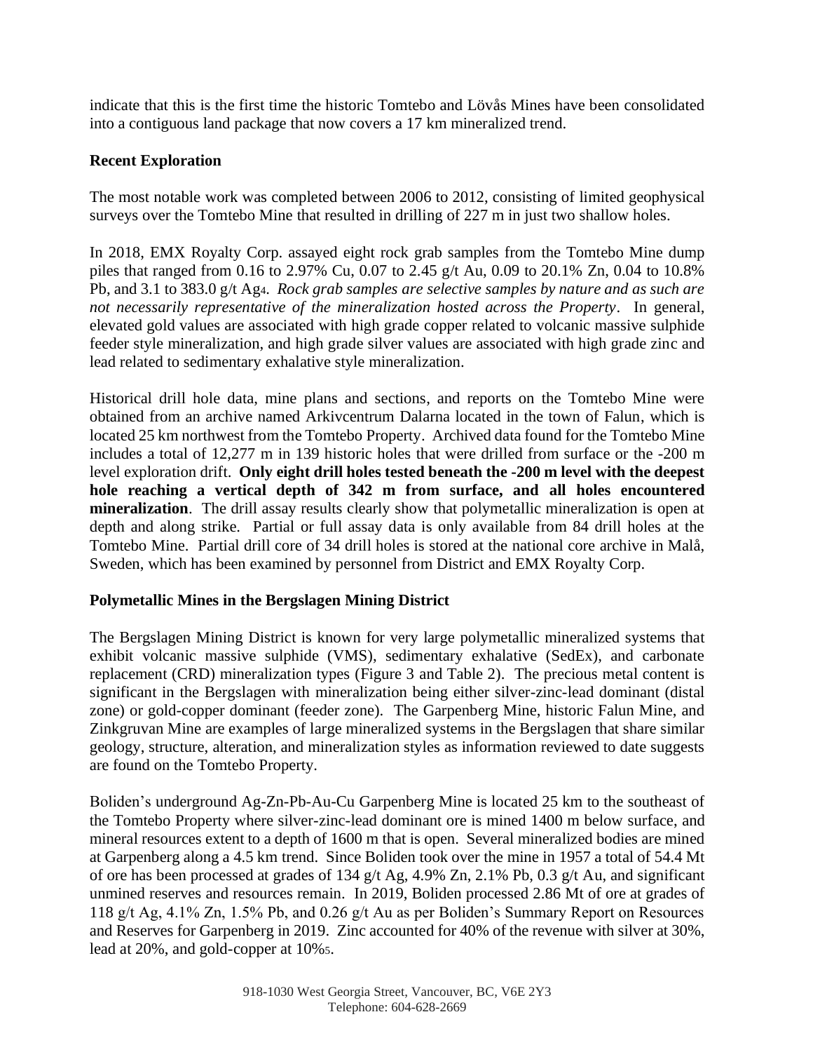indicate that this is the first time the historic Tomtebo and Lövås Mines have been consolidated into a contiguous land package that now covers a 17 km mineralized trend.

**Recent Exploration**

The most notable work was completed between 2006 to 2012, consisting of limited geophysical surveys over the Tomtebo Mine that resulted in drilling of 227 m in just two shallow holes.

In 2018, EMX Royalty Corp. assayed eight rock grab samples from the Tomtebo Mine dump piles that ranged from 0.16 to 2.97% Cu, 0.07 to 2.45 g/t Au, 0.09 to 20.1% Zn, 0.04 to 10.8% Pb, and 3.1 to 383.0 g/t Ag[4]. *Rock grab samples are selective samples by nature and as such are not necessarily representative of the mineralization hosted across the Property*. In general, elevated gold values are associated with high grade copper related to volcanic massive sulphide feeder style mineralization, and high grade silver values are associated with high grade zinc and lead related to sedimentary exhalative style mineralization.

Historical drill hole data, mine plans and sections, and reports on the Tomtebo Mine were obtained from an archive named Arkivcentrum Dalarna located in the town of Falun, which is located 25 km northwest from the Tomtebo Property. Archived data found for the Tomtebo Mine includes a total of 12,277 m in 139 historic holes that were drilled from surface or the -200 m level exploration drift. **Only eight drill holes tested beneath the -200 m level with the deepest hole reaching a vertical depth of 342 m from surface, and all holes encountered mineralization**. The drill assay results clearly show that polymetallic mineralization is open at depth and along strike. Partial or full assay data is only available from 84 drill holes at the Tomtebo Mine. Partial drill core of 34 drill holes is stored at the national core archive in Malå, Sweden, which has been examined by personnel from District and EMX Royalty Corp.

**Polymetallic Mines in the Bergslagen Mining District**

The Bergslagen Mining District is known for very large polymetallic mineralized systems that exhibit volcanic massive sulphide (VMS), sedimentary exhalative (SedEx), and carbonate replacement (CRD) mineralization types (Figure 3 and Table 2). The precious metal content is significant in the Bergslagen with mineralization being either silver-zinc-lead dominant (distal zone) or gold-copper dominant (feeder zone). The Garpenberg Mine, historic Falun Mine, and Zinkgruvan Mine are examples of large mineralized systems in the Bergslagen that share similar geology, structure, alteration, and mineralization styles as information reviewed to date suggests are found on the Tomtebo Property.

Boliden's underground Ag-Zn-Pb-Au-Cu Garpenberg Mine is located 25 km to the southeast of the Tomtebo Property where silver-zinc-lead dominant ore is mined 1400 m below surface, and mineral resources extent to a depth of 1600 m that is open. Several mineralized bodies are mined at Garpenberg along a 4.5 km trend. Since Boliden took over the mine in 1957 a total of 54.4 Mt of ore has been processed at grades of 134 g/t Ag, 4.9% Zn, 2.1% Pb, 0.3 g/t Au, and significant unmined reserves and resources remain. In 2019, Boliden processed 2.86 Mt of ore at grades of 118 g/t Ag, 4.1% Zn, 1.5% Pb, and 0.26 g/t Au as per Boliden's Summary Report on Resources and Reserves for Garpenberg in 2019. Zinc accounted for 40% of the revenue with silver at 30%, lead at 20%, and gold-copper at 10%[5].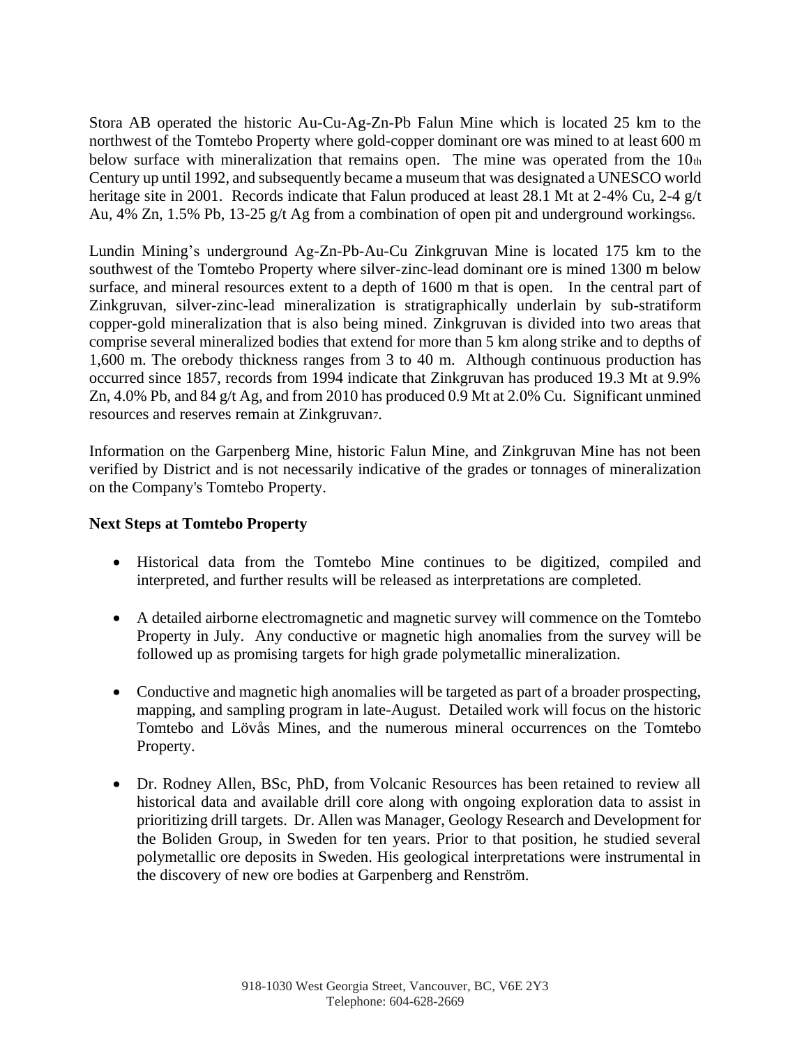Stora AB operated the historic Au-Cu-Ag-Zn-Pb Falun Mine which is located 25 km to the northwest of the Tomtebo Property where gold-copper dominant ore was mined to at least 600 m below surface with mineralization that remains open. The mine was operated from the 10th Century up until 1992, and subsequently became a museum that was designated a UNESCO world heritage site in 2001. Records indicate that Falun produced at least 28.1 Mt at 2-4% Cu, 2-4 g/t Au, 4% Zn, 1.5% Pb, 13-25 g/t Ag from a combination of open pit and underground workings[6].

Lundin Mining's underground Ag-Zn-Pb-Au-Cu Zinkgruvan Mine is located 175 km to the southwest of the Tomtebo Property where silver-zinc-lead dominant ore is mined 1300 m below surface, and mineral resources extent to a depth of 1600 m that is open. In the central part of Zinkgruvan, silver-zinc-lead mineralization is stratigraphically underlain by sub-stratiform copper-gold mineralization that is also being mined. Zinkgruvan is divided into two areas that comprise several mineralized bodies that extend for more than 5 km along strike and to depths of 1,600 m. The orebody thickness ranges from 3 to 40 m. Although continuous production has occurred since 1857, records from 1994 indicate that Zinkgruvan has produced 19.3 Mt at 9.9% Zn, 4.0% Pb, and 84 g/t Ag, and from 2010 has produced 0.9 Mt at 2.0% Cu. Significant unmined resources and reserves remain at Zinkgruvan[7].

Information on the Garpenberg Mine, historic Falun Mine, and Zinkgruvan Mine has not been verified by District and is not necessarily indicative of the grades or tonnages of mineralization on the Company's Tomtebo Property.

**Next Steps at Tomtebo Property**

- Historical data from the Tomtebo Mine continues to be digitized, compiled and interpreted, and further results will be released as interpretations are completed.
- A detailed airborne electromagnetic and magnetic survey will commence on the Tomtebo Property in July. Any conductive or magnetic high anomalies from the survey will be followed up as promising targets for high grade polymetallic mineralization.
- Conductive and magnetic high anomalies will be targeted as part of a broader prospecting, mapping, and sampling program in late-August. Detailed work will focus on the historic Tomtebo and Lövås Mines, and the numerous mineral occurrences on the Tomtebo Property.
- Dr. Rodney Allen, BSc, PhD, from Volcanic Resources has been retained to review all historical data and available drill core along with ongoing exploration data to assist in prioritizing drill targets. Dr. Allen was Manager, Geology Research and Development for the Boliden Group, in Sweden for ten years. Prior to that position, he studied several polymetallic ore deposits in Sweden. His geological interpretations were instrumental in the discovery of new ore bodies at Garpenberg and Renström.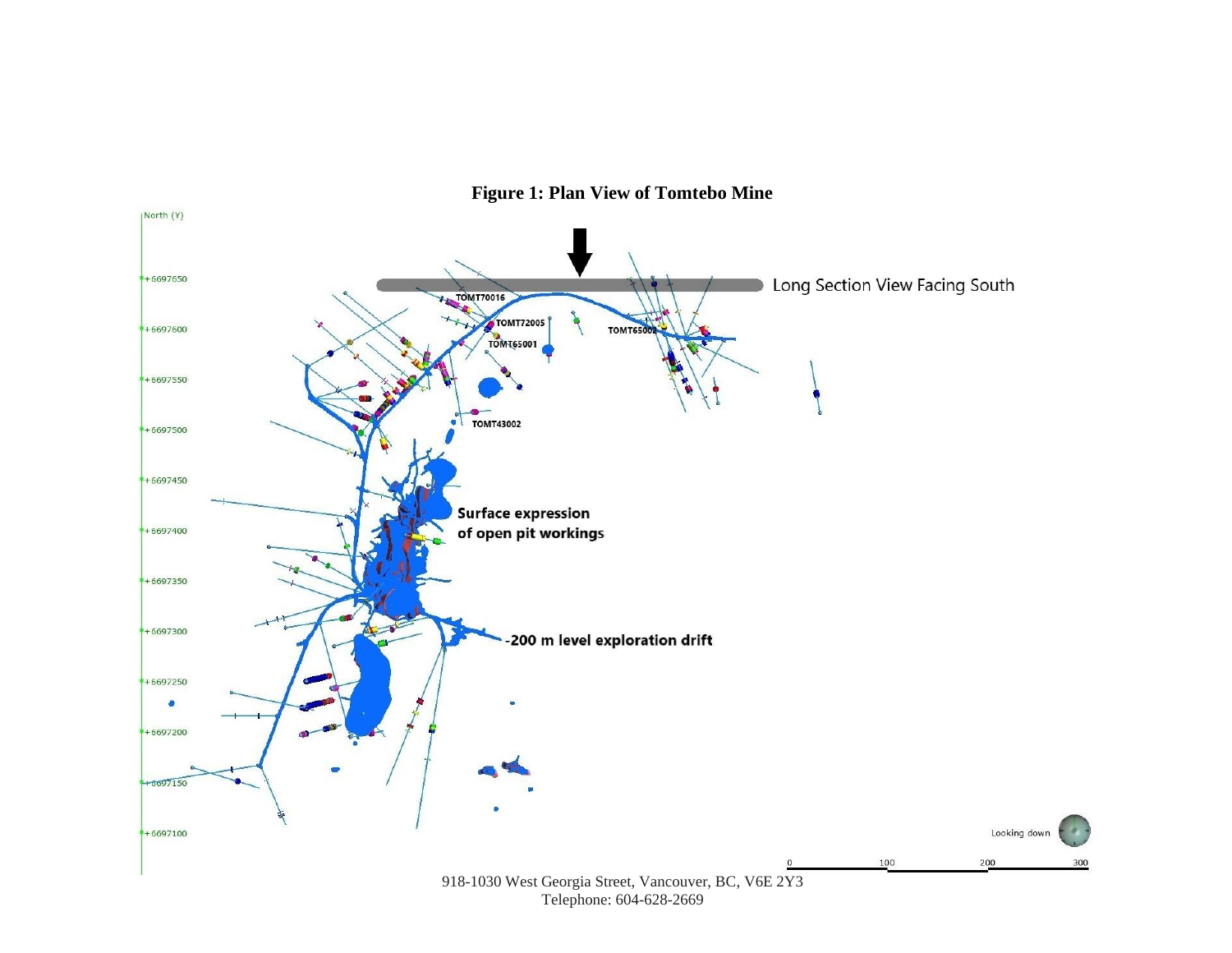**Figure 1: Plan View of Tomtebo Mine**

918-1030 West Georgia Street, Vancouver, BC, V6E 2Y3
Telephone: 604-628-2669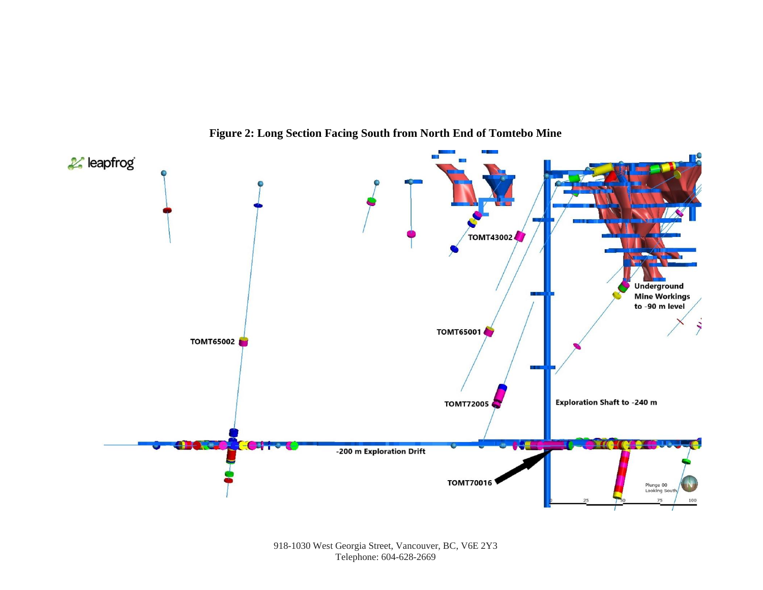**Figure 2: Long Section Facing South from North End of Tomtebo Mine**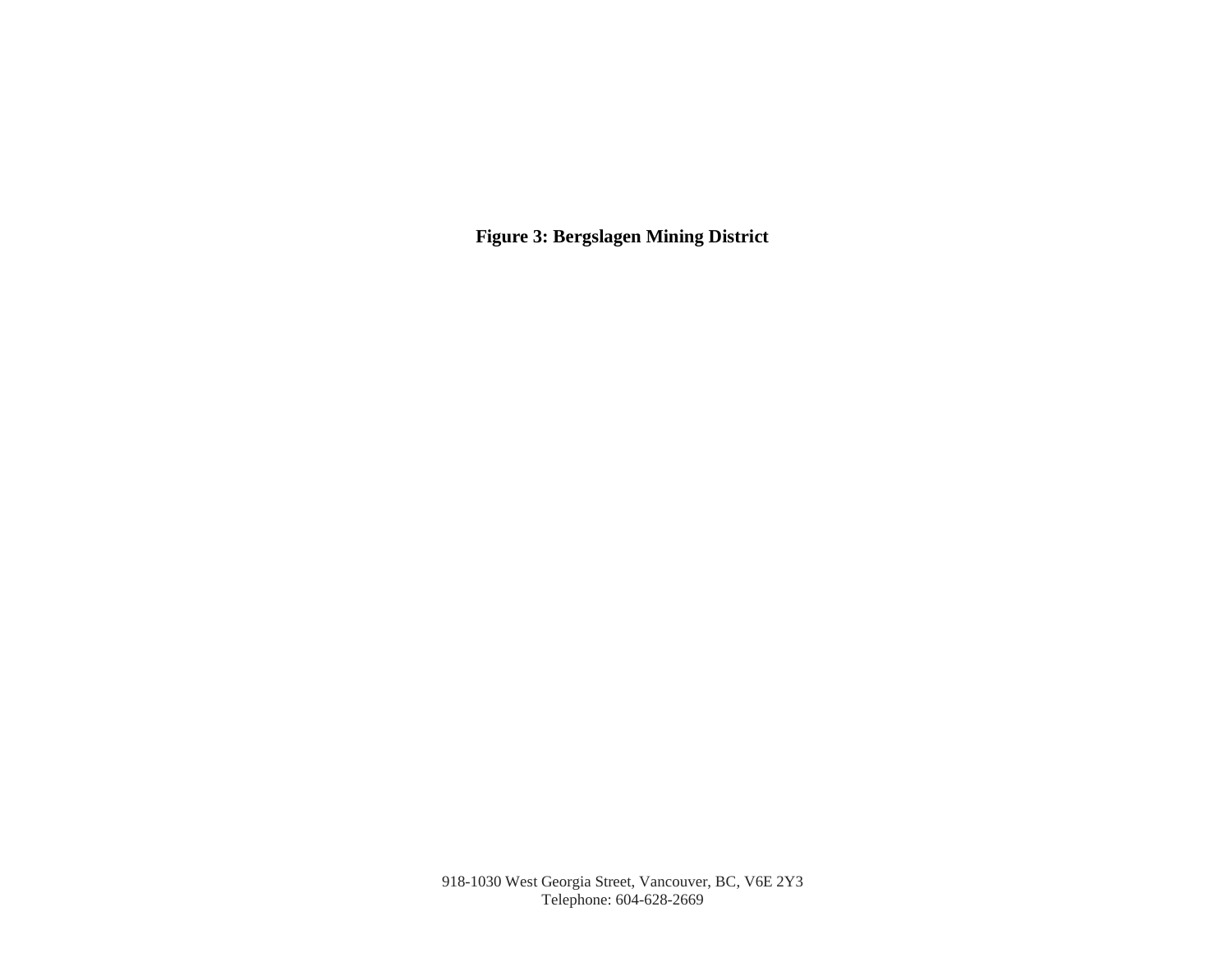**Figure 3: Bergslagen Mining District**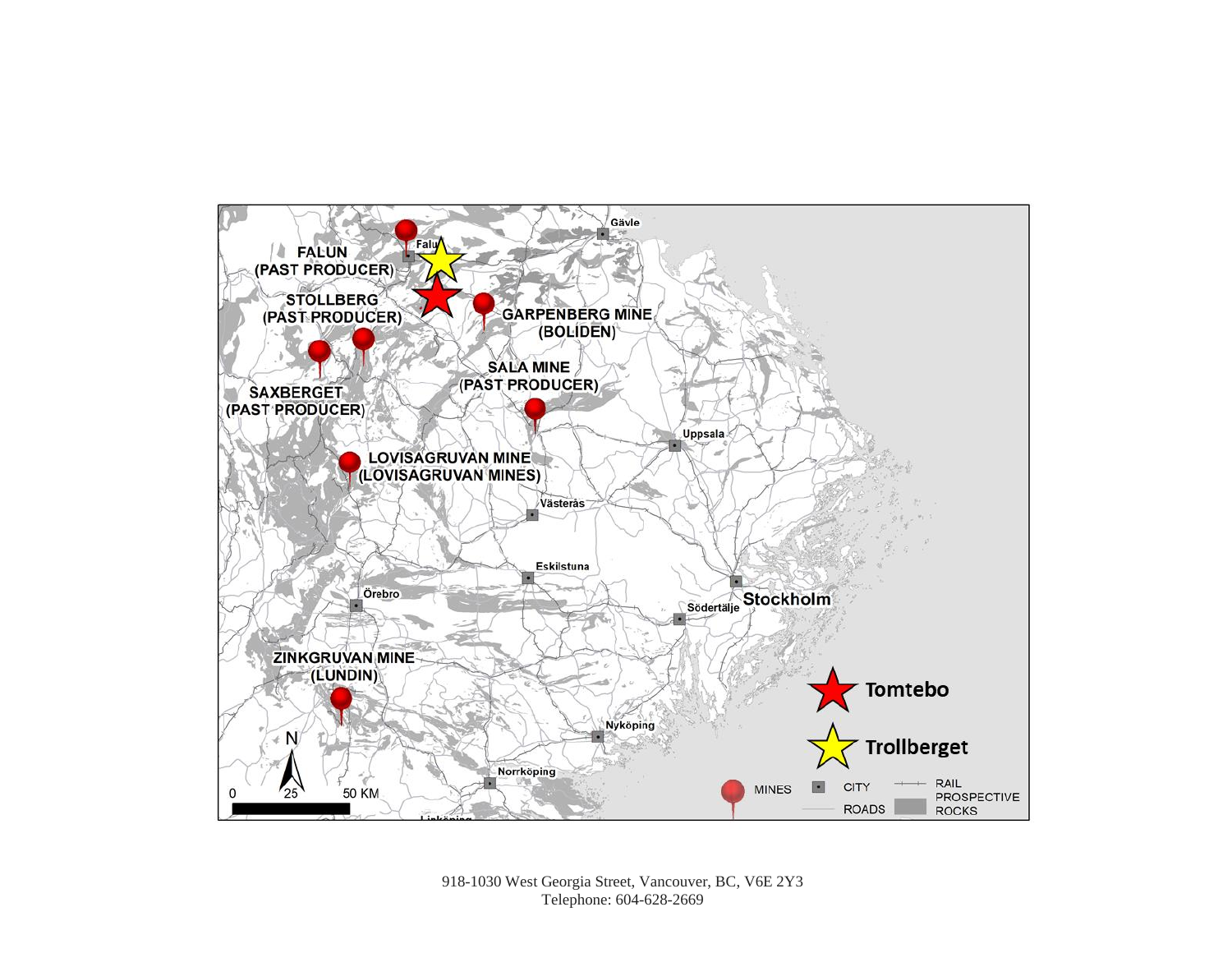FALUN (PAST PRODUCER)

STOLLBERG (PAST PRODUCER)

SAXBERGET (PAST PRODUCER)

GARPENBERG MINE (BOLIDEN)

SALA MINE (PAST PRODUCER)

LOVISAGRUVAN MINE (LOVISAGRUVAN MINES)

ZINKGRUVAN MINE (LUNDIN)

Falun

Gävle

Uppsala

Västerås

Eskilstuna

Örebro

Stockholm

Södertälje

Nyköping

Norrköping

Linköping

N

0 25 50 KM

Tomtebo

Trollberget

MINES

CITY

ROADS

RAIL

PROSPECTIVE ROCKS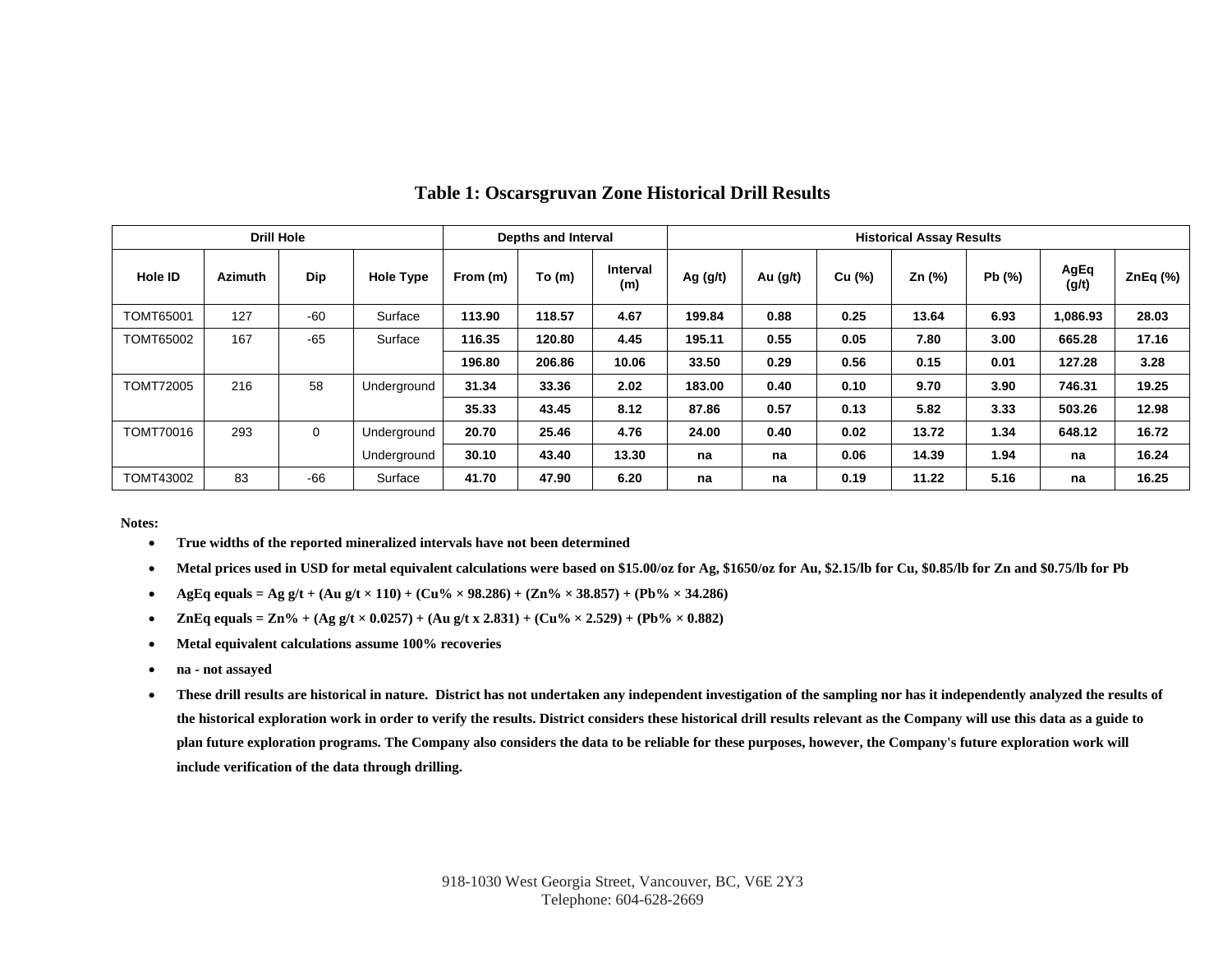## Table 1: Oscarsgruvan Zone Historical Drill Results

| Drill Hole | | | | Depths and Interval | | | Historical Assay Results | | | | | | |
|---|---|---|---|---|---|---|---|---|---|---|---|---|---|
| Hole ID | Azimuth | Dip | Hole Type | From (m) | To (m) | Interval (m) | Ag (g/t) | Au (g/t) | Cu (%) | Zn (%) | Pb (%) | AgEq (g/t) | ZnEq (%) |
| TOMT65001 | 127 | -60 | Surface | **113.90** | **118.57** | **4.67** | **199.84** | **0.88** | **0.25** | **13.64** | **6.93** | **1,086.93** | **28.03** |
| TOMT65002 | 167 | -65 | Surface | **116.35** | **120.80** | **4.45** | **195.11** | **0.55** | **0.05** | **7.80** | **3.00** | **665.28** | **17.16** |
| | | | | **196.80** | **206.86** | **10.06** | **33.50** | **0.29** | **0.56** | **0.15** | **0.01** | **127.28** | **3.28** |
| TOMT72005 | 216 | 58 | Underground | **31.34** | **33.36** | **2.02** | **183.00** | **0.40** | **0.10** | **9.70** | **3.90** | **746.31** | **19.25** |
| | | | | **35.33** | **43.45** | **8.12** | **87.86** | **0.57** | **0.13** | **5.82** | **3.33** | **503.26** | **12.98** |
| TOMT70016 | 293 | 0 | Underground | **20.70** | **25.46** | **4.76** | **24.00** | **0.40** | **0.02** | **13.72** | **1.34** | **648.12** | **16.72** |
| | | | Underground | **30.10** | **43.40** | **13.30** | **na** | **na** | **0.06** | **14.39** | **1.94** | **na** | **16.24** |
| TOMT43002 | 83 | -66 | Surface | **41.70** | **47.90** | **6.20** | **na** | **na** | **0.19** | **11.22** | **5.16** | **na** | **16.25** |

**Notes:**

- **True widths of the reported mineralized intervals have not been determined**
- **Metal prices used in USD for metal equivalent calculations were based on $15.00/oz for Ag, $1650/oz for Au, $2.15/lb for Cu, $0.85/lb for Zn and $0.75/lb for Pb**
- **AgEq equals = Ag g/t + (Au g/t × 110) + (Cu% × 98.286) + (Zn% × 38.857) + (Pb% × 34.286)**
- **ZnEq equals = Zn% + (Ag g/t × 0.0257) + (Au g/t x 2.831) + (Cu% × 2.529) + (Pb% × 0.882)**
- **Metal equivalent calculations assume 100% recoveries**
- **na - not assayed**
- **These drill results are historical in nature. District has not undertaken any independent investigation of the sampling nor has it independently analyzed the results of the historical exploration work in order to verify the results. District considers these historical drill results relevant as the Company will use this data as a guide to plan future exploration programs. The Company also considers the data to be reliable for these purposes, however, the Company's future exploration work will include verification of the data through drilling.**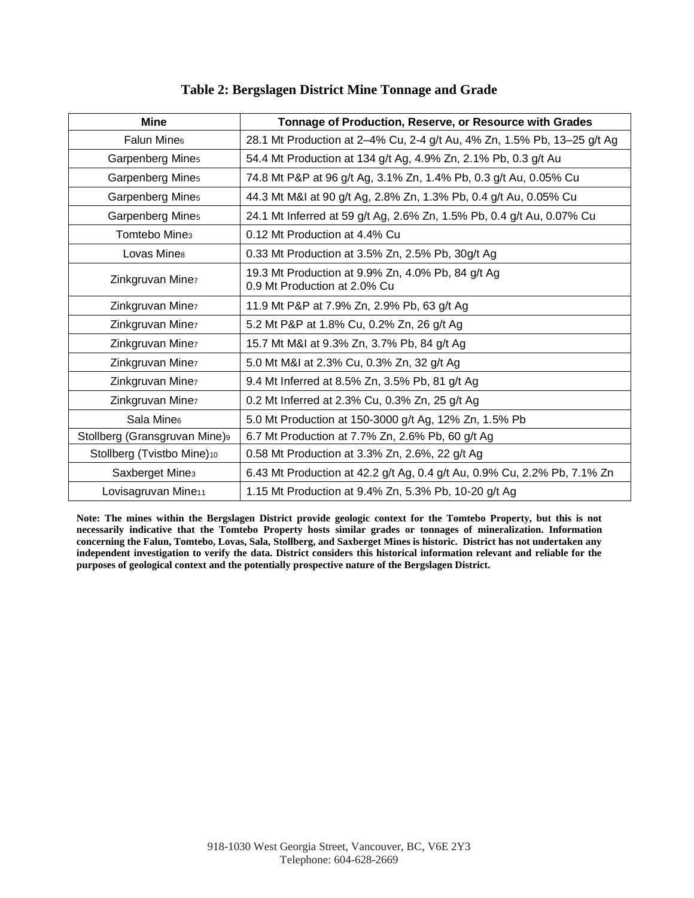### Table 2: Bergslagen District Mine Tonnage and Grade

| Mine | Tonnage of Production, Reserve, or Resource with Grades |
| --- | --- |
| Falun Mine[6] | 28.1 Mt Production at 2–4% Cu, 2-4 g/t Au, 4% Zn, 1.5% Pb, 13–25 g/t Ag |
| Garpenberg Mine[5] | 54.4 Mt Production at 134 g/t Ag, 4.9% Zn, 2.1% Pb, 0.3 g/t Au |
| Garpenberg Mine[5] | 74.8 Mt P&P at 96 g/t Ag, 3.1% Zn, 1.4% Pb, 0.3 g/t Au, 0.05% Cu |
| Garpenberg Mine[5] | 44.3 Mt M&I at 90 g/t Ag, 2.8% Zn, 1.3% Pb, 0.4 g/t Au, 0.05% Cu |
| Garpenberg Mine[5] | 24.1 Mt Inferred at 59 g/t Ag, 2.6% Zn, 1.5% Pb, 0.4 g/t Au, 0.07% Cu |
| Tomtebo Mine[3] | 0.12 Mt Production at 4.4% Cu |
| Lovas Mine[8] | 0.33 Mt Production at 3.5% Zn, 2.5% Pb, 30g/t Ag |
| Zinkgruvan Mine[7] | 19.3 Mt Production at 9.9% Zn, 4.0% Pb, 84 g/t Ag<br>0.9 Mt Production at 2.0% Cu |
| Zinkgruvan Mine[7] | 11.9 Mt P&P at 7.9% Zn, 2.9% Pb, 63 g/t Ag |
| Zinkgruvan Mine[7] | 5.2 Mt P&P at 1.8% Cu, 0.2% Zn, 26 g/t Ag |
| Zinkgruvan Mine[7] | 15.7 Mt M&I at 9.3% Zn, 3.7% Pb, 84 g/t Ag |
| Zinkgruvan Mine[7] | 5.0 Mt M&I at 2.3% Cu, 0.3% Zn, 32 g/t Ag |
| Zinkgruvan Mine[7] | 9.4 Mt Inferred at 8.5% Zn, 3.5% Pb, 81 g/t Ag |
| Zinkgruvan Mine[7] | 0.2 Mt Inferred at 2.3% Cu, 0.3% Zn, 25 g/t Ag |
| Sala Mine[6] | 5.0 Mt Production at 150-3000 g/t Ag, 12% Zn, 1.5% Pb |
| Stollberg (Gransgruvan Mine)[9] | 6.7 Mt Production at 7.7% Zn, 2.6% Pb, 60 g/t Ag |
| Stollberg (Tvistbo Mine)[10] | 0.58 Mt Production at 3.3% Zn, 2.6%, 22 g/t Ag |
| Saxberget Mine[3] | 6.43 Mt Production at 42.2 g/t Ag, 0.4 g/t Au, 0.9% Cu, 2.2% Pb, 7.1% Zn |
| Lovisagruvan Mine[11] | 1.15 Mt Production at 9.4% Zn, 5.3% Pb, 10-20 g/t Ag |

**Note: The mines within the Bergslagen District provide geologic context for the Tomtebo Property, but this is not necessarily indicative that the Tomtebo Property hosts similar grades or tonnages of mineralization. Information concerning the Falun, Tomtebo, Lovas, Sala, Stollberg, and Saxberget Mines is historic. District has not undertaken any independent investigation to verify the data. District considers this historical information relevant and reliable for the purposes of geological context and the potentially prospective nature of the Bergslagen District.**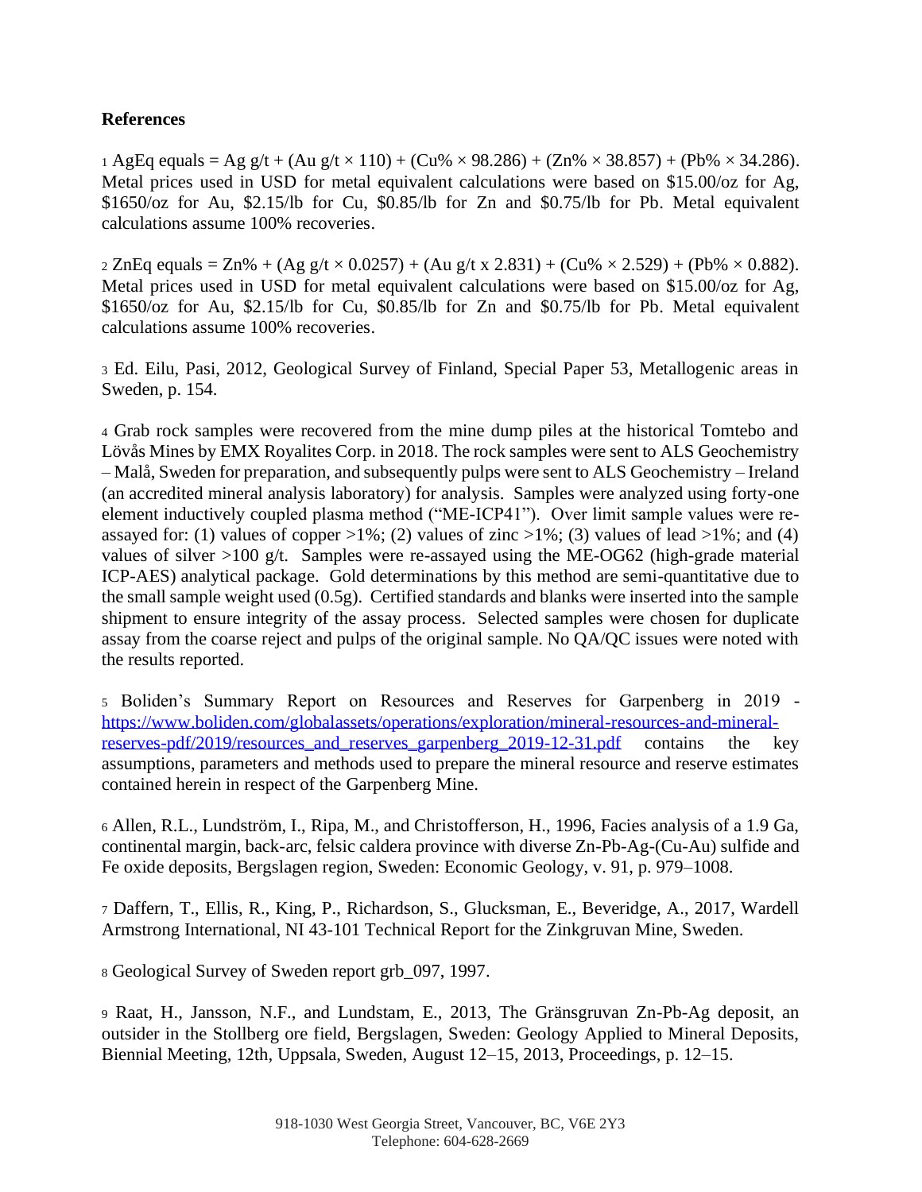**References**

[1] AgEq equals = Ag g/t + (Au g/t × 110) + (Cu% × 98.286) + (Zn% × 38.857) + (Pb% × 34.286). Metal prices used in USD for metal equivalent calculations were based on \$15.00/oz for Ag, \$1650/oz for Au, \$2.15/lb for Cu, \$0.85/lb for Zn and \$0.75/lb for Pb. Metal equivalent calculations assume 100% recoveries.

[2] ZnEq equals = Zn% + (Ag g/t × 0.0257) + (Au g/t x 2.831) + (Cu% × 2.529) + (Pb% × 0.882). Metal prices used in USD for metal equivalent calculations were based on \$15.00/oz for Ag, \$1650/oz for Au, \$2.15/lb for Cu, \$0.85/lb for Zn and \$0.75/lb for Pb. Metal equivalent calculations assume 100% recoveries.

[3] Ed. Eilu, Pasi, 2012, Geological Survey of Finland, Special Paper 53, Metallogenic areas in Sweden, p. 154.

[4] Grab rock samples were recovered from the mine dump piles at the historical Tomtebo and Lövås Mines by EMX Royalites Corp. in 2018. The rock samples were sent to ALS Geochemistry – Malå, Sweden for preparation, and subsequently pulps were sent to ALS Geochemistry – Ireland (an accredited mineral analysis laboratory) for analysis. Samples were analyzed using forty-one element inductively coupled plasma method ("ME-ICP41"). Over limit sample values were re-assayed for: (1) values of copper >1%; (2) values of zinc >1%; (3) values of lead >1%; and (4) values of silver >100 g/t. Samples were re-assayed using the ME-OG62 (high-grade material ICP-AES) analytical package. Gold determinations by this method are semi-quantitative due to the small sample weight used (0.5g). Certified standards and blanks were inserted into the sample shipment to ensure integrity of the assay process. Selected samples were chosen for duplicate assay from the coarse reject and pulps of the original sample. No QA/QC issues were noted with the results reported.

[5] Boliden's Summary Report on Resources and Reserves for Garpenberg in 2019 - https://www.boliden.com/globalassets/operations/exploration/mineral-resources-and-mineral-reserves-pdf/2019/resources_and_reserves_garpenberg_2019-12-31.pdf contains the key assumptions, parameters and methods used to prepare the mineral resource and reserve estimates contained herein in respect of the Garpenberg Mine.

[6] Allen, R.L., Lundström, I., Ripa, M., and Christofferson, H., 1996, Facies analysis of a 1.9 Ga, continental margin, back-arc, felsic caldera province with diverse Zn-Pb-Ag-(Cu-Au) sulfide and Fe oxide deposits, Bergslagen region, Sweden: Economic Geology, v. 91, p. 979–1008.

[7] Daffern, T., Ellis, R., King, P., Richardson, S., Glucksman, E., Beveridge, A., 2017, Wardell Armstrong International, NI 43-101 Technical Report for the Zinkgruvan Mine, Sweden.

[8] Geological Survey of Sweden report grb_097, 1997.

[9] Raat, H., Jansson, N.F., and Lundstam, E., 2013, The Gränsgruvan Zn-Pb-Ag deposit, an outsider in the Stollberg ore field, Bergslagen, Sweden: Geology Applied to Mineral Deposits, Biennial Meeting, 12th, Uppsala, Sweden, August 12–15, 2013, Proceedings, p. 12–15.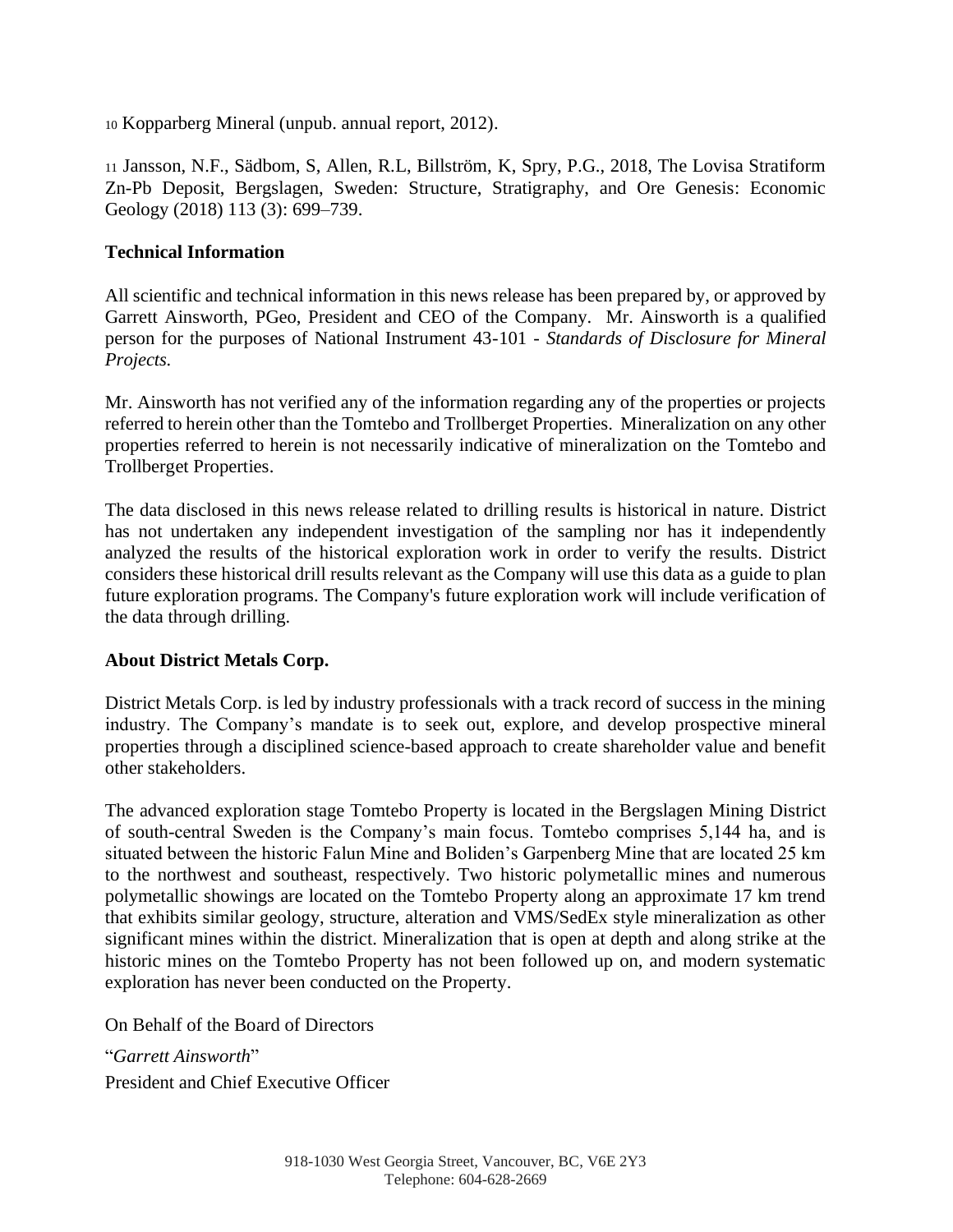[10] Kopparberg Mineral (unpub. annual report, 2012).

[11] Jansson, N.F., Sädbom, S, Allen, R.L, Billström, K, Spry, P.G., 2018, The Lovisa Stratiform Zn-Pb Deposit, Bergslagen, Sweden: Structure, Stratigraphy, and Ore Genesis: Economic Geology (2018) 113 (3): 699–739.

**Technical Information**

All scientific and technical information in this news release has been prepared by, or approved by Garrett Ainsworth, PGeo, President and CEO of the Company. Mr. Ainsworth is a qualified person for the purposes of National Instrument 43-101 - *Standards of Disclosure for Mineral Projects.*

Mr. Ainsworth has not verified any of the information regarding any of the properties or projects referred to herein other than the Tomtebo and Trollberget Properties. Mineralization on any other properties referred to herein is not necessarily indicative of mineralization on the Tomtebo and Trollberget Properties.

The data disclosed in this news release related to drilling results is historical in nature. District has not undertaken any independent investigation of the sampling nor has it independently analyzed the results of the historical exploration work in order to verify the results. District considers these historical drill results relevant as the Company will use this data as a guide to plan future exploration programs. The Company's future exploration work will include verification of the data through drilling.

**About District Metals Corp.**

District Metals Corp. is led by industry professionals with a track record of success in the mining industry. The Company's mandate is to seek out, explore, and develop prospective mineral properties through a disciplined science-based approach to create shareholder value and benefit other stakeholders.

The advanced exploration stage Tomtebo Property is located in the Bergslagen Mining District of south-central Sweden is the Company's main focus. Tomtebo comprises 5,144 ha, and is situated between the historic Falun Mine and Boliden's Garpenberg Mine that are located 25 km to the northwest and southeast, respectively. Two historic polymetallic mines and numerous polymetallic showings are located on the Tomtebo Property along an approximate 17 km trend that exhibits similar geology, structure, alteration and VMS/SedEx style mineralization as other significant mines within the district. Mineralization that is open at depth and along strike at the historic mines on the Tomtebo Property has not been followed up on, and modern systematic exploration has never been conducted on the Property.

On Behalf of the Board of Directors

"*Garrett Ainsworth*"
President and Chief Executive Officer

918-1030 West Georgia Street, Vancouver, BC, V6E 2Y3
Telephone: 604-628-2669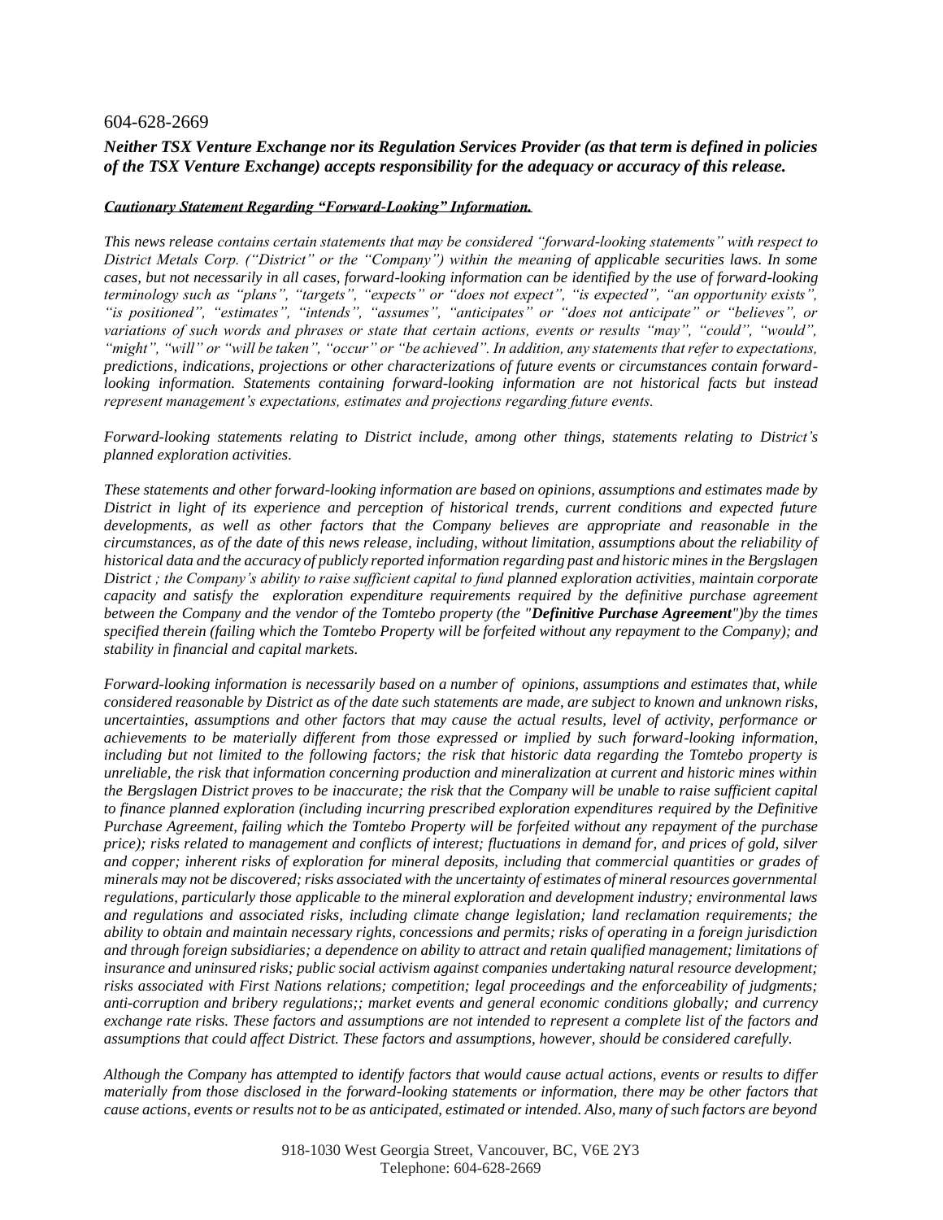604-628-2669

***Neither TSX Venture Exchange nor its Regulation Services Provider (as that term is defined in policies of the TSX Venture Exchange) accepts responsibility for the adequacy or accuracy of this release.***

***Cautionary Statement Regarding "Forward-Looking" Information.***

*This news release contains certain statements that may be considered "forward-looking statements" with respect to District Metals Corp. ("District" or the "Company") within the meaning of applicable securities laws. In some cases, but not necessarily in all cases, forward-looking information can be identified by the use of forward-looking terminology such as "plans", "targets", "expects" or "does not expect", "is expected", "an opportunity exists", "is positioned", "estimates", "intends", "assumes", "anticipates" or "does not anticipate" or "believes", or variations of such words and phrases or state that certain actions, events or results "may", "could", "would", "might", "will" or "will be taken", "occur" or "be achieved". In addition, any statements that refer to expectations, predictions, indications, projections or other characterizations of future events or circumstances contain forward-looking information. Statements containing forward-looking information are not historical facts but instead represent management's expectations, estimates and projections regarding future events.*

*Forward-looking statements relating to District include, among other things, statements relating to District's planned exploration activities.*

*These statements and other forward-looking information are based on opinions, assumptions and estimates made by District in light of its experience and perception of historical trends, current conditions and expected future developments, as well as other factors that the Company believes are appropriate and reasonable in the circumstances, as of the date of this news release, including, without limitation, assumptions about the reliability of historical data and the accuracy of publicly reported information regarding past and historic mines in the Bergslagen District ; the Company's ability to raise sufficient capital to fund planned exploration activities, maintain corporate capacity and satisfy the exploration expenditure requirements required by the definitive purchase agreement between the Company and the vendor of the Tomtebo property (the "**Definitive Purchase Agreement**")by the times specified therein (failing which the Tomtebo Property will be forfeited without any repayment to the Company); and stability in financial and capital markets.*

*Forward-looking information is necessarily based on a number of opinions, assumptions and estimates that, while considered reasonable by District as of the date such statements are made, are subject to known and unknown risks, uncertainties, assumptions and other factors that may cause the actual results, level of activity, performance or achievements to be materially different from those expressed or implied by such forward-looking information, including but not limited to the following factors; the risk that historic data regarding the Tomtebo property is unreliable, the risk that information concerning production and mineralization at current and historic mines within the Bergslagen District proves to be inaccurate; the risk that the Company will be unable to raise sufficient capital to finance planned exploration (including incurring prescribed exploration expenditures required by the Definitive Purchase Agreement, failing which the Tomtebo Property will be forfeited without any repayment of the purchase price); risks related to management and conflicts of interest; fluctuations in demand for, and prices of gold, silver and copper; inherent risks of exploration for mineral deposits, including that commercial quantities or grades of minerals may not be discovered; risks associated with the uncertainty of estimates of mineral resources governmental regulations, particularly those applicable to the mineral exploration and development industry; environmental laws and regulations and associated risks, including climate change legislation; land reclamation requirements; the ability to obtain and maintain necessary rights, concessions and permits; risks of operating in a foreign jurisdiction and through foreign subsidiaries; a dependence on ability to attract and retain qualified management; limitations of insurance and uninsured risks; public social activism against companies undertaking natural resource development; risks associated with First Nations relations; competition; legal proceedings and the enforceability of judgments; anti-corruption and bribery regulations;; market events and general economic conditions globally; and currency exchange rate risks. These factors and assumptions are not intended to represent a complete list of the factors and assumptions that could affect District. These factors and assumptions, however, should be considered carefully.*

*Although the Company has attempted to identify factors that would cause actual actions, events or results to differ materially from those disclosed in the forward-looking statements or information, there may be other factors that cause actions, events or results not to be as anticipated, estimated or intended. Also, many of such factors are beyond*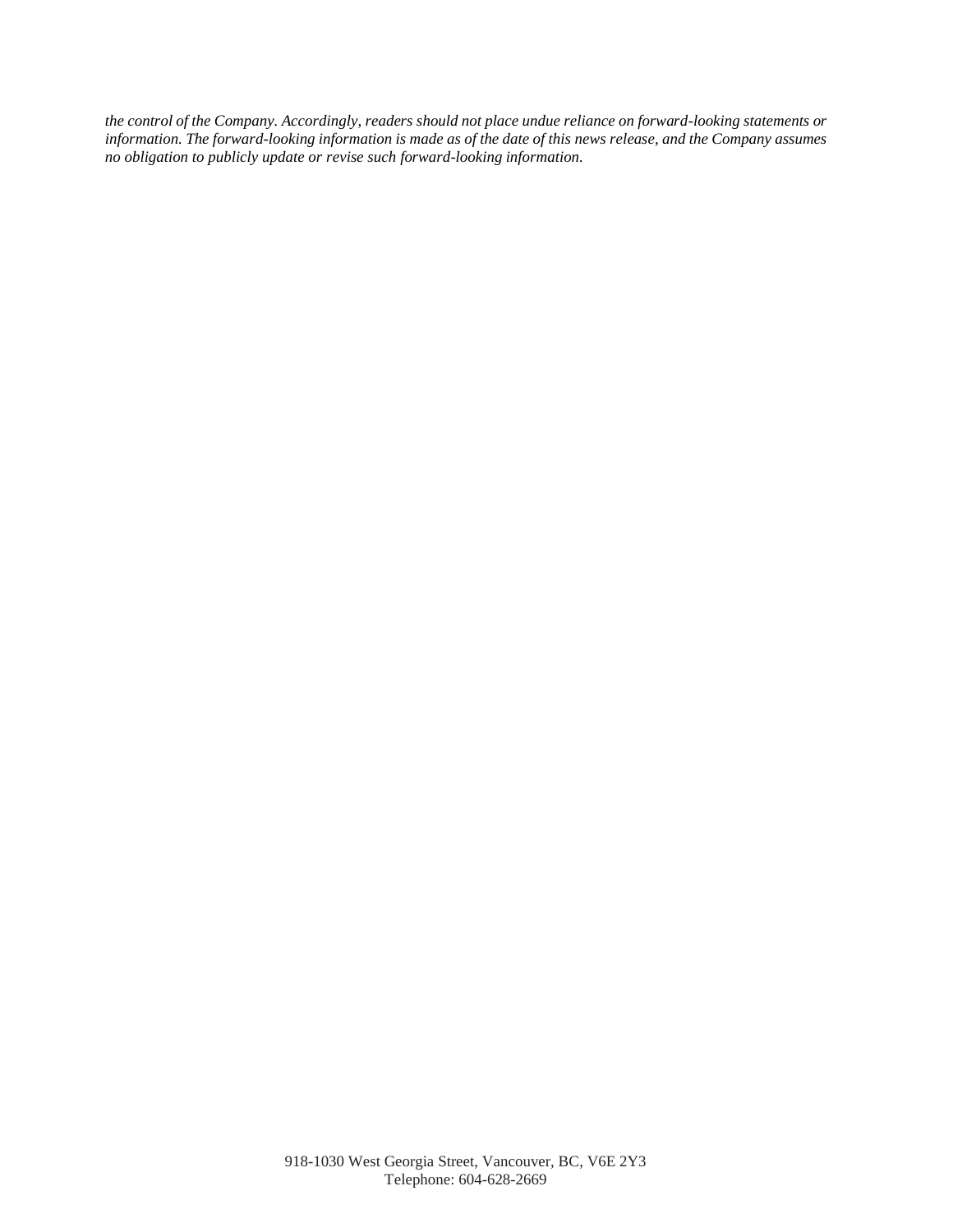*the control of the Company. Accordingly, readers should not place undue reliance on forward-looking statements or information. The forward-looking information is made as of the date of this news release, and the Company assumes no obligation to publicly update or revise such forward-looking information.*